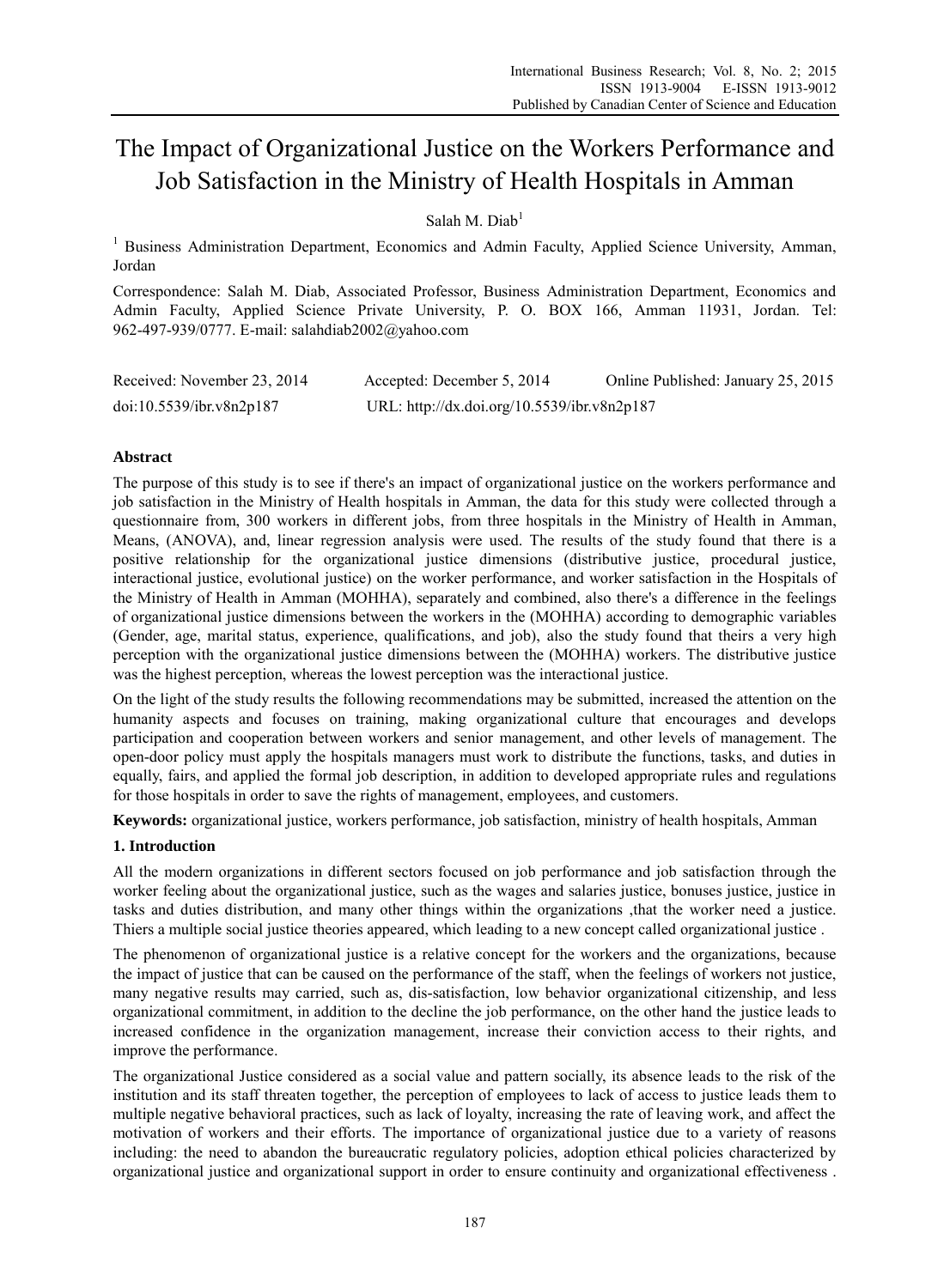# The Impact of Organizational Justice on the Workers Performance and Job Satisfaction in the Ministry of Health Hospitals in Amman

Salah M. Diab[1]

[1] Business Administration Department, Economics and Admin Faculty, Applied Science University, Amman, Jordan

Correspondence: Salah M. Diab, Associated Professor, Business Administration Department, Economics and Admin Faculty, Applied Science Private University, P. O. BOX 166, Amman 11931, Jordan. Tel: 962-497-939/0777. E-mail: salahdiab2002@yahoo.com

Received: November 23, 2014 Accepted: December 5, 2014 Online Published: January 25, 2015

doi:10.5539/ibr.v8n2p187 URL: http://dx.doi.org/10.5539/ibr.v8n2p187

## Abstract

The purpose of this study is to see if there's an impact of organizational justice on the workers performance and job satisfaction in the Ministry of Health hospitals in Amman, the data for this study were collected through a questionnaire from, 300 workers in different jobs, from three hospitals in the Ministry of Health in Amman, Means, (ANOVA), and, linear regression analysis were used. The results of the study found that there is a positive relationship for the organizational justice dimensions (distributive justice, procedural justice, interactional justice, evolutional justice) on the worker performance, and worker satisfaction in the Hospitals of the Ministry of Health in Amman (MOHHA), separately and combined, also there's a difference in the feelings of organizational justice dimensions between the workers in the (MOHHA) according to demographic variables (Gender, age, marital status, experience, qualifications, and job), also the study found that theirs a very high perception with the organizational justice dimensions between the (MOHHA) workers. The distributive justice was the highest perception, whereas the lowest perception was the interactional justice.

On the light of the study results the following recommendations may be submitted, increased the attention on the humanity aspects and focuses on training, making organizational culture that encourages and develops participation and cooperation between workers and senior management, and other levels of management. The open-door policy must apply the hospitals managers must work to distribute the functions, tasks, and duties in equally, fairs, and applied the formal job description, in addition to developed appropriate rules and regulations for those hospitals in order to save the rights of management, employees, and customers.

**Keywords:** organizational justice, workers performance, job satisfaction, ministry of health hospitals, Amman

## 1. Introduction

All the modern organizations in different sectors focused on job performance and job satisfaction through the worker feeling about the organizational justice, such as the wages and salaries justice, bonuses justice, justice in tasks and duties distribution, and many other things within the organizations ,that the worker need a justice. Thiers a multiple social justice theories appeared, which leading to a new concept called organizational justice .

The phenomenon of organizational justice is a relative concept for the workers and the organizations, because the impact of justice that can be caused on the performance of the staff, when the feelings of workers not justice, many negative results may carried, such as, dis-satisfaction, low behavior organizational citizenship, and less organizational commitment, in addition to the decline the job performance, on the other hand the justice leads to increased confidence in the organization management, increase their conviction access to their rights, and improve the performance.

The organizational Justice considered as a social value and pattern socially, its absence leads to the risk of the institution and its staff threaten together, the perception of employees to lack of access to justice leads them to multiple negative behavioral practices, such as lack of loyalty, increasing the rate of leaving work, and affect the motivation of workers and their efforts. The importance of organizational justice due to a variety of reasons including: the need to abandon the bureaucratic regulatory policies, adoption ethical policies characterized by organizational justice and organizational support in order to ensure continuity and organizational effectiveness .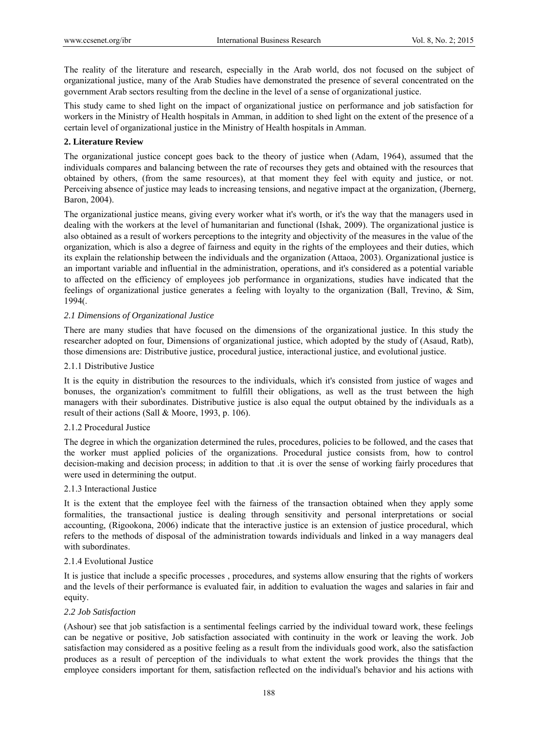The reality of the literature and research, especially in the Arab world, dos not focused on the subject of organizational justice, many of the Arab Studies have demonstrated the presence of several concentrated on the government Arab sectors resulting from the decline in the level of a sense of organizational justice.

This study came to shed light on the impact of organizational justice on performance and job satisfaction for workers in the Ministry of Health hospitals in Amman, in addition to shed light on the extent of the presence of a certain level of organizational justice in the Ministry of Health hospitals in Amman.

## 2. Literature Review

The organizational justice concept goes back to the theory of justice when (Adam, 1964), assumed that the individuals compares and balancing between the rate of recourses they gets and obtained with the resources that obtained by others, (from the same resources), at that moment they feel with equity and justice, or not. Perceiving absence of justice may leads to increasing tensions, and negative impact at the organization, (Jbernerg, Baron, 2004).

The organizational justice means, giving every worker what it's worth, or it's the way that the managers used in dealing with the workers at the level of humanitarian and functional (Ishak, 2009). The organizational justice is also obtained as a result of workers perceptions to the integrity and objectivity of the measures in the value of the organization, which is also a degree of fairness and equity in the rights of the employees and their duties, which its explain the relationship between the individuals and the organization (Attaoa, 2003). Organizational justice is an important variable and influential in the administration, operations, and it's considered as a potential variable to affected on the efficiency of employees job performance in organizations, studies have indicated that the feelings of organizational justice generates a feeling with loyalty to the organization (Ball, Trevino, & Sim, 1994(.

### *2.1 Dimensions of Organizational Justice*

There are many studies that have focused on the dimensions of the organizational justice. In this study the researcher adopted on four, Dimensions of organizational justice, which adopted by the study of (Asaud, Ratb), those dimensions are: Distributive justice, procedural justice, interactional justice, and evolutional justice.

#### 2.1.1 Distributive Justice

It is the equity in distribution the resources to the individuals, which it's consisted from justice of wages and bonuses, the organization's commitment to fulfill their obligations, as well as the trust between the high managers with their subordinates. Distributive justice is also equal the output obtained by the individuals as a result of their actions (Sall & Moore, 1993, p. 106).

#### 2.1.2 Procedural Justice

The degree in which the organization determined the rules, procedures, policies to be followed, and the cases that the worker must applied policies of the organizations. Procedural justice consists from, how to control decision-making and decision process; in addition to that .it is over the sense of working fairly procedures that were used in determining the output.

#### 2.1.3 Interactional Justice

It is the extent that the employee feel with the fairness of the transaction obtained when they apply some formalities, the transactional justice is dealing through sensitivity and personal interpretations or social accounting, (Rigookona, 2006) indicate that the interactive justice is an extension of justice procedural, which refers to the methods of disposal of the administration towards individuals and linked in a way managers deal with subordinates.

#### 2.1.4 Evolutional Justice

It is justice that include a specific processes , procedures, and systems allow ensuring that the rights of workers and the levels of their performance is evaluated fair, in addition to evaluation the wages and salaries in fair and equity.

### *2.2 Job Satisfaction*

(Ashour) see that job satisfaction is a sentimental feelings carried by the individual toward work, these feelings can be negative or positive, Job satisfaction associated with continuity in the work or leaving the work. Job satisfaction may considered as a positive feeling as a result from the individuals good work, also the satisfaction produces as a result of perception of the individuals to what extent the work provides the things that the employee considers important for them, satisfaction reflected on the individual's behavior and his actions with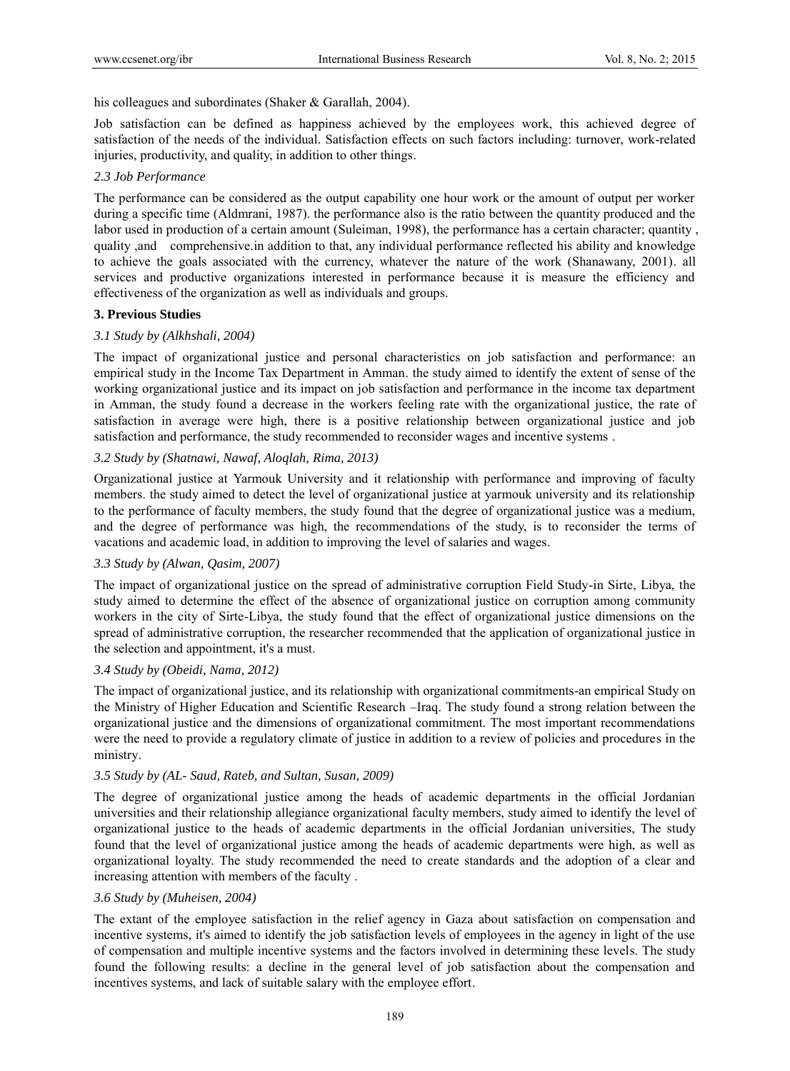his colleagues and subordinates (Shaker & Garallah, 2004).

Job satisfaction can be defined as happiness achieved by the employees work, this achieved degree of satisfaction of the needs of the individual. Satisfaction effects on such factors including: turnover, work-related injuries, productivity, and quality, in addition to other things.

### *2.3 Job Performance*

The performance can be considered as the output capability one hour work or the amount of output per worker during a specific time (Aldmrani, 1987). the performance also is the ratio between the quantity produced and the labor used in production of a certain amount (Suleiman, 1998), the performance has a certain character; quantity , quality ,and comprehensive.in addition to that, any individual performance reflected his ability and knowledge to achieve the goals associated with the currency, whatever the nature of the work (Shanawany, 2001). all services and productive organizations interested in performance because it is measure the efficiency and effectiveness of the organization as well as individuals and groups.

## **3. Previous Studies**

### *3.1 Study by (Alkhshali, 2004)*

The impact of organizational justice and personal characteristics on job satisfaction and performance: an empirical study in the Income Tax Department in Amman. the study aimed to identify the extent of sense of the working organizational justice and its impact on job satisfaction and performance in the income tax department in Amman, the study found a decrease in the workers feeling rate with the organizational justice, the rate of satisfaction in average were high, there is a positive relationship between organizational justice and job satisfaction and performance, the study recommended to reconsider wages and incentive systems .

### *3.2 Study by (Shatnawi, Nawaf, Aloqlah, Rima, 2013)*

Organizational justice at Yarmouk University and it relationship with performance and improving of faculty members. the study aimed to detect the level of organizational justice at yarmouk university and its relationship to the performance of faculty members, the study found that the degree of organizational justice was a medium, and the degree of performance was high, the recommendations of the study, is to reconsider the terms of vacations and academic load, in addition to improving the level of salaries and wages.

### *3.3 Study by (Alwan, Qasim, 2007)*

The impact of organizational justice on the spread of administrative corruption Field Study-in Sirte, Libya, the study aimed to determine the effect of the absence of organizational justice on corruption among community workers in the city of Sirte-Libya, the study found that the effect of organizational justice dimensions on the spread of administrative corruption, the researcher recommended that the application of organizational justice in the selection and appointment, it's a must.

### *3.4 Study by (Obeidi, Nama, 2012)*

The impact of organizational justice, and its relationship with organizational commitments-an empirical Study on the Ministry of Higher Education and Scientific Research –Iraq. The study found a strong relation between the organizational justice and the dimensions of organizational commitment. The most important recommendations were the need to provide a regulatory climate of justice in addition to a review of policies and procedures in the ministry.

### *3.5 Study by (AL- Saud, Rateb, and Sultan, Susan, 2009)*

The degree of organizational justice among the heads of academic departments in the official Jordanian universities and their relationship allegiance organizational faculty members, study aimed to identify the level of organizational justice to the heads of academic departments in the official Jordanian universities, The study found that the level of organizational justice among the heads of academic departments were high, as well as organizational loyalty. The study recommended the need to create standards and the adoption of a clear and increasing attention with members of the faculty .

### *3.6 Study by (Muheisen, 2004)*

The extant of the employee satisfaction in the relief agency in Gaza about satisfaction on compensation and incentive systems, it's aimed to identify the job satisfaction levels of employees in the agency in light of the use of compensation and multiple incentive systems and the factors involved in determining these levels. The study found the following results: a decline in the general level of job satisfaction about the compensation and incentives systems, and lack of suitable salary with the employee effort.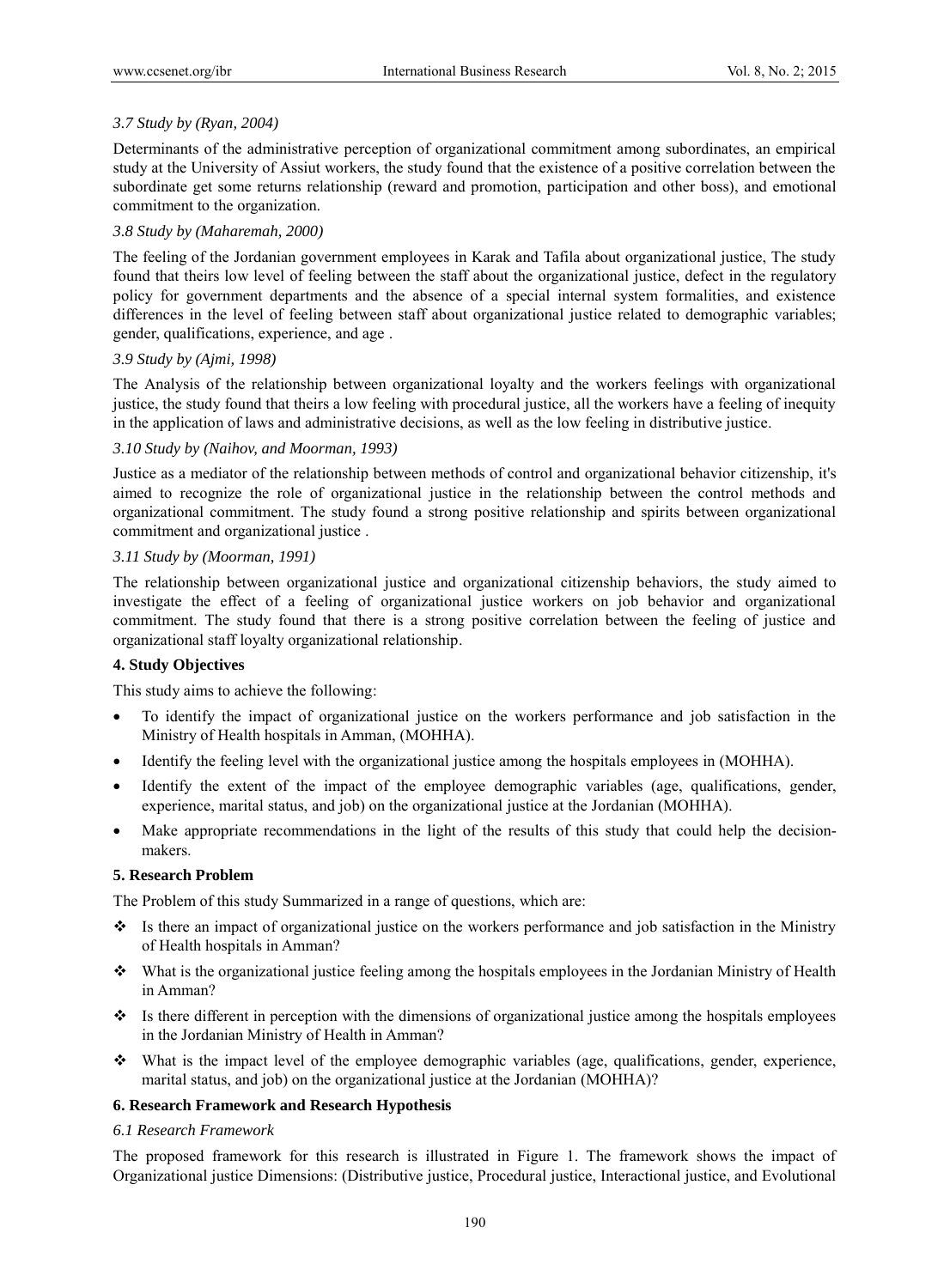*3.7 Study by (Ryan, 2004)*

Determinants of the administrative perception of organizational commitment among subordinates, an empirical study at the University of Assiut workers, the study found that the existence of a positive correlation between the subordinate get some returns relationship (reward and promotion, participation and other boss), and emotional commitment to the organization.

*3.8 Study by (Maharemah, 2000)*

The feeling of the Jordanian government employees in Karak and Tafila about organizational justice, The study found that theirs low level of feeling between the staff about the organizational justice, defect in the regulatory policy for government departments and the absence of a special internal system formalities, and existence differences in the level of feeling between staff about organizational justice related to demographic variables; gender, qualifications, experience, and age .

*3.9 Study by (Ajmi, 1998)*

The Analysis of the relationship between organizational loyalty and the workers feelings with organizational justice, the study found that theirs a low feeling with procedural justice, all the workers have a feeling of inequity in the application of laws and administrative decisions, as well as the low feeling in distributive justice.

*3.10 Study by (Naihov, and Moorman, 1993)*

Justice as a mediator of the relationship between methods of control and organizational behavior citizenship, it's aimed to recognize the role of organizational justice in the relationship between the control methods and organizational commitment. The study found a strong positive relationship and spirits between organizational commitment and organizational justice .

*3.11 Study by (Moorman, 1991)*

The relationship between organizational justice and organizational citizenship behaviors, the study aimed to investigate the effect of a feeling of organizational justice workers on job behavior and organizational commitment. The study found that there is a strong positive correlation between the feeling of justice and organizational staff loyalty organizational relationship.

**4. Study Objectives**

This study aims to achieve the following:

- To identify the impact of organizational justice on the workers performance and job satisfaction in the Ministry of Health hospitals in Amman, (MOHHA).
- Identify the feeling level with the organizational justice among the hospitals employees in (MOHHA).
- Identify the extent of the impact of the employee demographic variables (age, qualifications, gender, experience, marital status, and job) on the organizational justice at the Jordanian (MOHHA).
- Make appropriate recommendations in the light of the results of this study that could help the decision-makers.

**5. Research Problem**

The Problem of this study Summarized in a range of questions, which are:

- Is there an impact of organizational justice on the workers performance and job satisfaction in the Ministry of Health hospitals in Amman?
- What is the organizational justice feeling among the hospitals employees in the Jordanian Ministry of Health in Amman?
- Is there different in perception with the dimensions of organizational justice among the hospitals employees in the Jordanian Ministry of Health in Amman?
- What is the impact level of the employee demographic variables (age, qualifications, gender, experience, marital status, and job) on the organizational justice at the Jordanian (MOHHA)?

**6. Research Framework and Research Hypothesis**

*6.1 Research Framework*

The proposed framework for this research is illustrated in Figure 1. The framework shows the impact of Organizational justice Dimensions: (Distributive justice, Procedural justice, Interactional justice, and Evolutional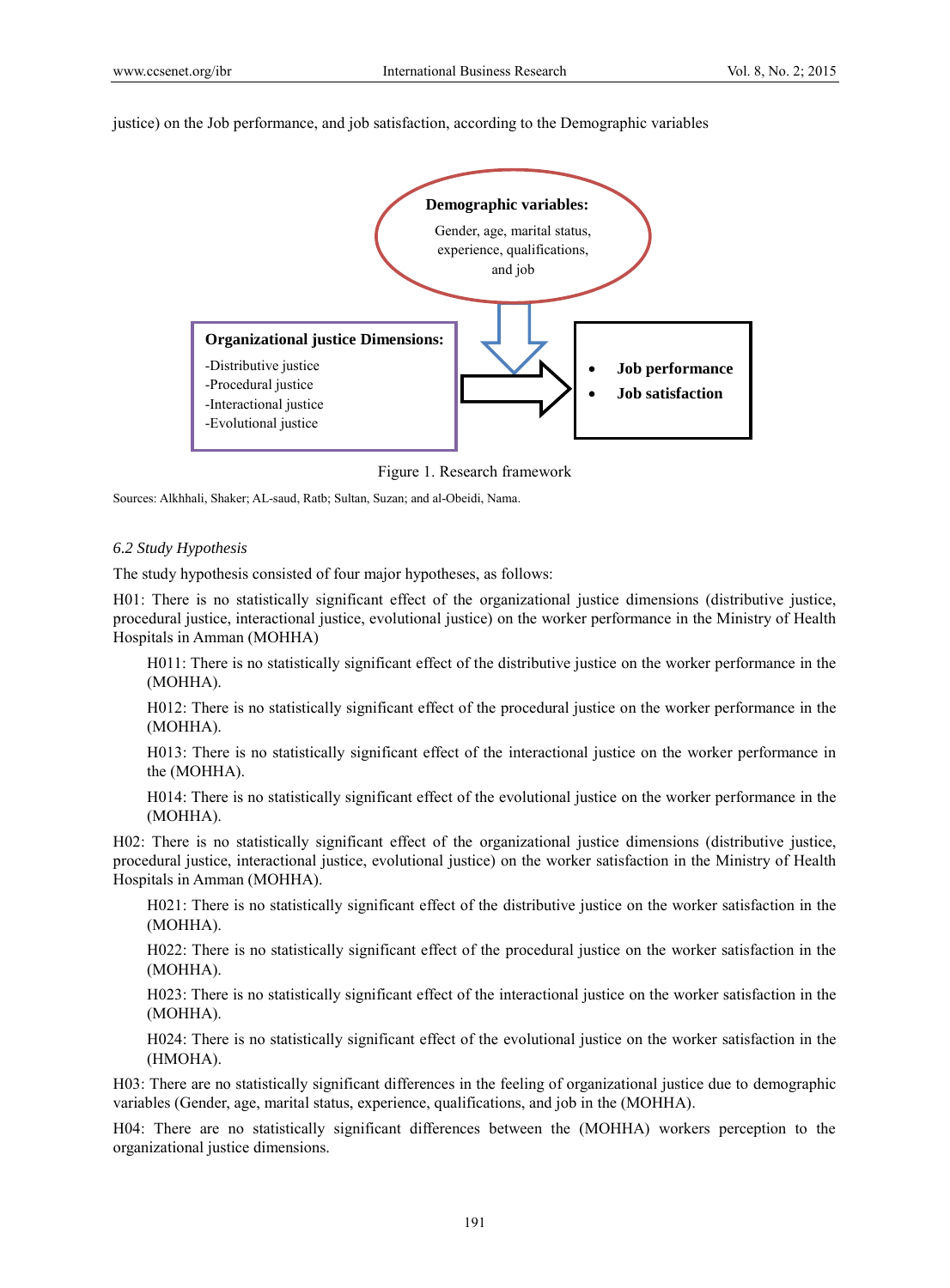justice) on the Job performance, and job satisfaction, according to the Demographic variables

**Demographic variables:**

Gender, age, marital status, experience, qualifications, and job

**Organizational justice Dimensions:**

-Distributive justice
-Procedural justice
-Interactional justice
-Evolutional justice

- **Job performance**
- **Job satisfaction**

Figure 1. Research framework

Sources: Alkhhali, Shaker; AL-saud, Ratb; Sultan, Suzan; and al-Obeidi, Nama.

### *6.2 Study Hypothesis*

The study hypothesis consisted of four major hypotheses, as follows:

H01: There is no statistically significant effect of the organizational justice dimensions (distributive justice, procedural justice, interactional justice, evolutional justice) on the worker performance in the Ministry of Health Hospitals in Amman (MOHHA)

H011: There is no statistically significant effect of the distributive justice on the worker performance in the (MOHHA).

H012: There is no statistically significant effect of the procedural justice on the worker performance in the (MOHHA).

H013: There is no statistically significant effect of the interactional justice on the worker performance in the (MOHHA).

H014: There is no statistically significant effect of the evolutional justice on the worker performance in the (MOHHA).

H02: There is no statistically significant effect of the organizational justice dimensions (distributive justice, procedural justice, interactional justice, evolutional justice) on the worker satisfaction in the Ministry of Health Hospitals in Amman (MOHHA).

H021: There is no statistically significant effect of the distributive justice on the worker satisfaction in the (MOHHA).

H022: There is no statistically significant effect of the procedural justice on the worker satisfaction in the (MOHHA).

H023: There is no statistically significant effect of the interactional justice on the worker satisfaction in the (MOHHA).

H024: There is no statistically significant effect of the evolutional justice on the worker satisfaction in the (HMOHA).

H03: There are no statistically significant differences in the feeling of organizational justice due to demographic variables (Gender, age, marital status, experience, qualifications, and job in the (MOHHA).

H04: There are no statistically significant differences between the (MOHHA) workers perception to the organizational justice dimensions.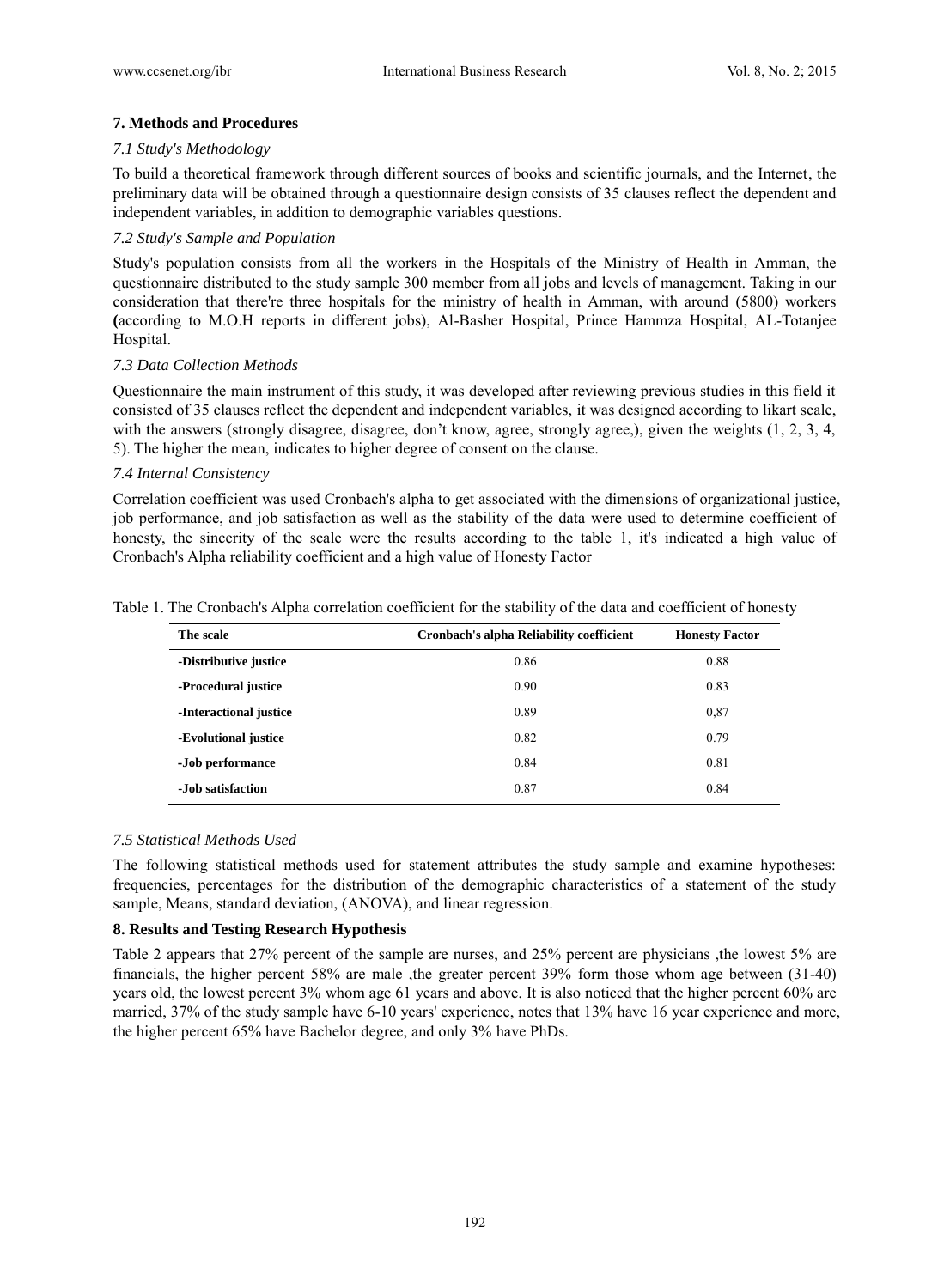## 7. Methods and Procedures

### *7.1 Study's Methodology*

To build a theoretical framework through different sources of books and scientific journals, and the Internet, the preliminary data will be obtained through a questionnaire design consists of 35 clauses reflect the dependent and independent variables, in addition to demographic variables questions.

### *7.2 Study's Sample and Population*

Study's population consists from all the workers in the Hospitals of the Ministry of Health in Amman, the questionnaire distributed to the study sample 300 member from all jobs and levels of management. Taking in our consideration that there're three hospitals for the ministry of health in Amman, with around (5800) workers **(**according to M.O.H reports in different jobs), Al-Basher Hospital, Prince Hammza Hospital, AL-Totanjee Hospital.

### *7.3 Data Collection Methods*

Questionnaire the main instrument of this study, it was developed after reviewing previous studies in this field it consisted of 35 clauses reflect the dependent and independent variables, it was designed according to likart scale, with the answers (strongly disagree, disagree, don't know, agree, strongly agree,), given the weights (1, 2, 3, 4, 5). The higher the mean, indicates to higher degree of consent on the clause.

### *7.4 Internal Consistency*

Correlation coefficient was used Cronbach's alpha to get associated with the dimensions of organizational justice, job performance, and job satisfaction as well as the stability of the data were used to determine coefficient of honesty, the sincerity of the scale were the results according to the table 1, it's indicated a high value of Cronbach's Alpha reliability coefficient and a high value of Honesty Factor

Table 1. The Cronbach's Alpha correlation coefficient for the stability of the data and coefficient of honesty

| The scale | Cronbach's alpha Reliability coefficient | Honesty Factor |
|---|---|---|
| -Distributive justice | 0.86 | 0.88 |
| -Procedural justice | 0.90 | 0.83 |
| -Interactional justice | 0.89 | 0,87 |
| -Evolutional justice | 0.82 | 0.79 |
| -Job performance | 0.84 | 0.81 |
| -Job satisfaction | 0.87 | 0.84 |

### *7.5 Statistical Methods Used*

The following statistical methods used for statement attributes the study sample and examine hypotheses: frequencies, percentages for the distribution of the demographic characteristics of a statement of the study sample, Means, standard deviation, (ANOVA), and linear regression.

## 8. Results and Testing Research Hypothesis

Table 2 appears that 27% percent of the sample are nurses, and 25% percent are physicians ,the lowest 5% are financials, the higher percent 58% are male ,the greater percent 39% form those whom age between (31-40) years old, the lowest percent 3% whom age 61 years and above. It is also noticed that the higher percent 60% are married, 37% of the study sample have 6-10 years' experience, notes that 13% have 16 year experience and more, the higher percent 65% have Bachelor degree, and only 3% have PhDs.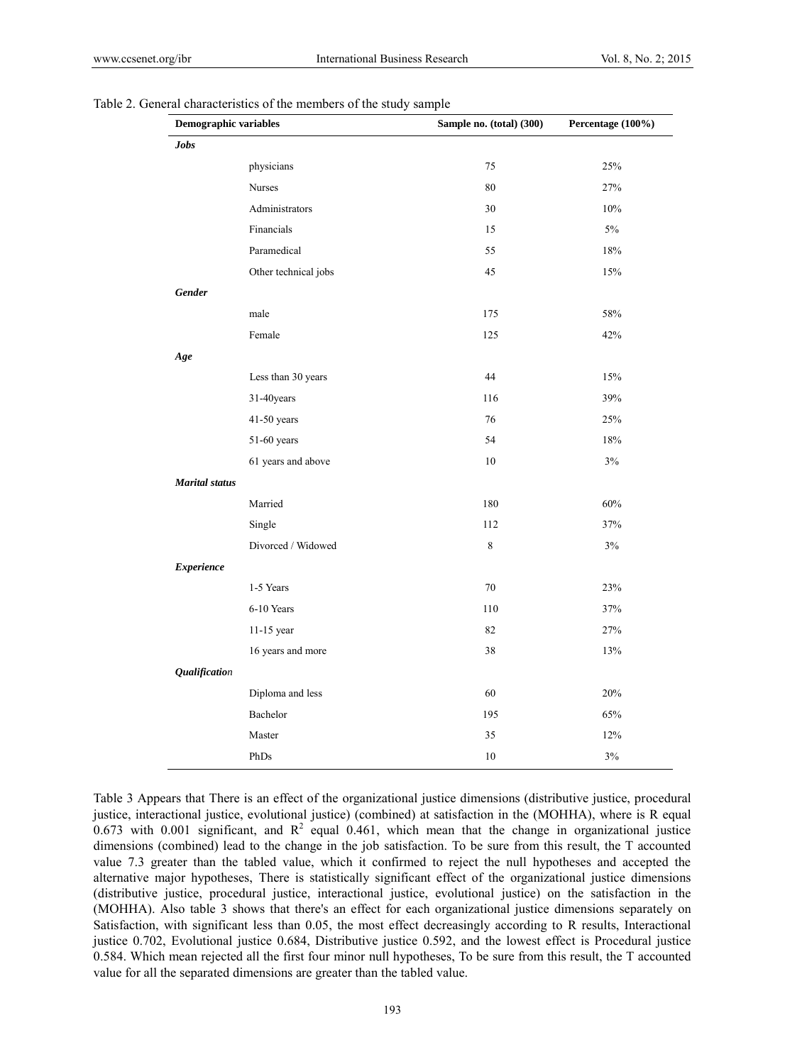Table 2. General characteristics of the members of the study sample

| Demographic variables | | Sample no. (total) (300) | Percentage (100%) |
|---|---|---|---|
| ***Jobs*** | | | |
| | physicians | 75 | 25% |
| | Nurses | 80 | 27% |
| | Administrators | 30 | 10% |
| | Financials | 15 | 5% |
| | Paramedical | 55 | 18% |
| | Other technical jobs | 45 | 15% |
| ***Gender*** | | | |
| | male | 175 | 58% |
| | Female | 125 | 42% |
| ***Age*** | | | |
| | Less than 30 years | 44 | 15% |
| | 31-40years | 116 | 39% |
| | 41-50 years | 76 | 25% |
| | 51-60 years | 54 | 18% |
| | 61 years and above | 10 | 3% |
| ***Marital status*** | | | |
| | Married | 180 | 60% |
| | Single | 112 | 37% |
| | Divorced / Widowed | 8 | 3% |
| ***Experience*** | | | |
| | 1-5 Years | 70 | 23% |
| | 6-10 Years | 110 | 37% |
| | 11-15 year | 82 | 27% |
| | 16 years and more | 38 | 13% |
| ***Qualification*** | | | |
| | Diploma and less | 60 | 20% |
| | Bachelor | 195 | 65% |
| | Master | 35 | 12% |
| | PhDs | 10 | 3% |

Table 3 Appears that There is an effect of the organizational justice dimensions (distributive justice, procedural justice, interactional justice, evolutional justice) (combined) at satisfaction in the (MOHHA), where is R equal 0.673 with 0.001 significant, and $R^2$ equal 0.461, which mean that the change in organizational justice dimensions (combined) lead to the change in the job satisfaction. To be sure from this result, the T accounted value 7.3 greater than the tabled value, which it confirmed to reject the null hypotheses and accepted the alternative major hypotheses, There is statistically significant effect of the organizational justice dimensions (distributive justice, procedural justice, interactional justice, evolutional justice) on the satisfaction in the (MOHHA). Also table 3 shows that there's an effect for each organizational justice dimensions separately on Satisfaction, with significant less than 0.05, the most effect decreasingly according to R results, Interactional justice 0.702, Evolutional justice 0.684, Distributive justice 0.592, and the lowest effect is Procedural justice 0.584. Which mean rejected all the first four minor null hypotheses, To be sure from this result, the T accounted value for all the separated dimensions are greater than the tabled value.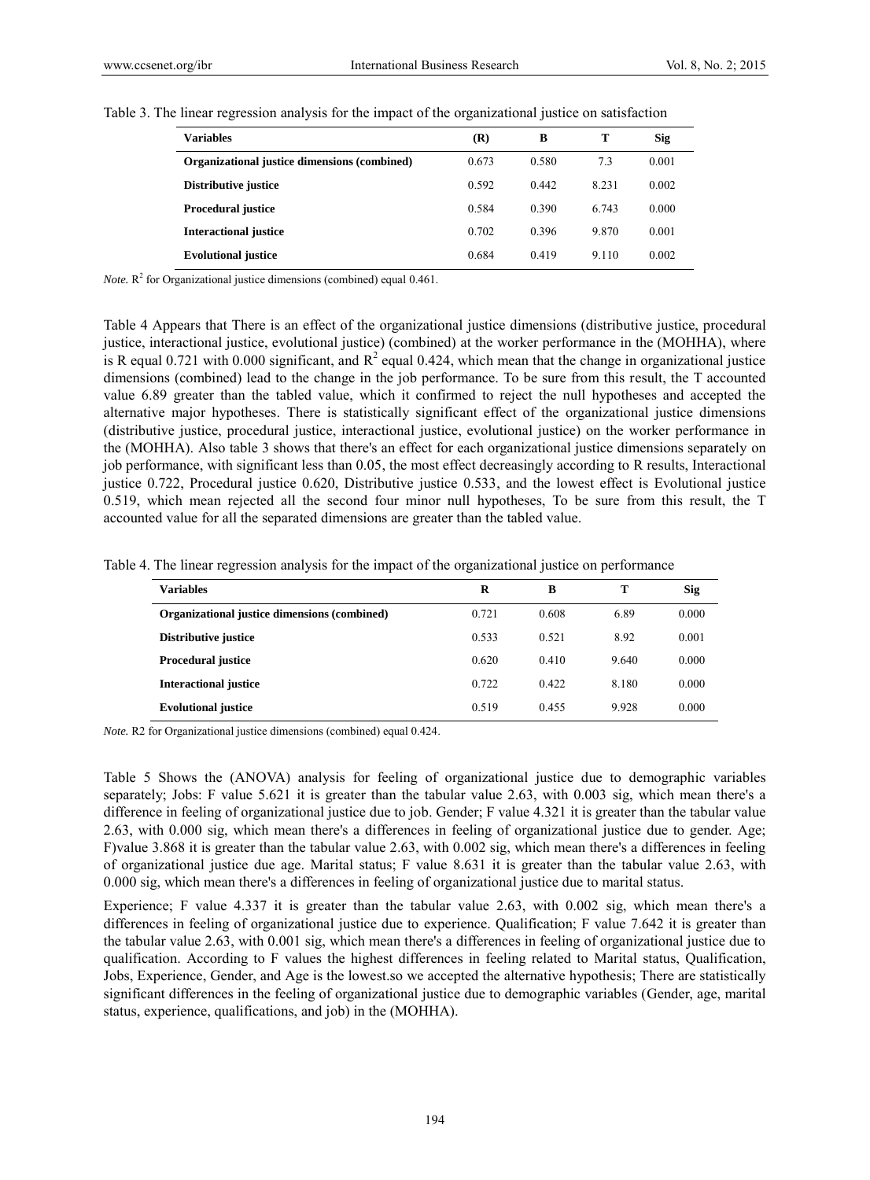Table 3. The linear regression analysis for the impact of the organizational justice on satisfaction

| Variables | (R) | B | T | Sig |
|---|---|---|---|---|
| **Organizational justice dimensions (combined)** | 0.673 | 0.580 | 7.3 | 0.001 |
| **Distributive justice** | 0.592 | 0.442 | 8.231 | 0.002 |
| **Procedural justice** | 0.584 | 0.390 | 6.743 | 0.000 |
| **Interactional justice** | 0.702 | 0.396 | 9.870 | 0.001 |
| **Evolutional justice** | 0.684 | 0.419 | 9.110 | 0.002 |

*Note.* $R^2$ for Organizational justice dimensions (combined) equal 0.461.

Table 4 Appears that There is an effect of the organizational justice dimensions (distributive justice, procedural justice, interactional justice, evolutional justice) (combined) at the worker performance in the (MOHHA), where is R equal 0.721 with 0.000 significant, and $R^2$ equal 0.424, which mean that the change in organizational justice dimensions (combined) lead to the change in the job performance. To be sure from this result, the T accounted value 6.89 greater than the tabled value, which it confirmed to reject the null hypotheses and accepted the alternative major hypotheses. There is statistically significant effect of the organizational justice dimensions (distributive justice, procedural justice, interactional justice, evolutional justice) on the worker performance in the (MOHHA). Also table 3 shows that there's an effect for each organizational justice dimensions separately on job performance, with significant less than 0.05, the most effect decreasingly according to R results, Interactional justice 0.722, Procedural justice 0.620, Distributive justice 0.533, and the lowest effect is Evolutional justice 0.519, which mean rejected all the second four minor null hypotheses, To be sure from this result, the T accounted value for all the separated dimensions are greater than the tabled value.

Table 4. The linear regression analysis for the impact of the organizational justice on performance

| Variables | R | B | T | Sig |
|---|---|---|---|---|
| **Organizational justice dimensions (combined)** | 0.721 | 0.608 | 6.89 | 0.000 |
| **Distributive justice** | 0.533 | 0.521 | 8.92 | 0.001 |
| **Procedural justice** | 0.620 | 0.410 | 9.640 | 0.000 |
| **Interactional justice** | 0.722 | 0.422 | 8.180 | 0.000 |
| **Evolutional justice** | 0.519 | 0.455 | 9.928 | 0.000 |

*Note.* R2 for Organizational justice dimensions (combined) equal 0.424.

Table 5 Shows the (ANOVA) analysis for feeling of organizational justice due to demographic variables separately; Jobs: F value 5.621 it is greater than the tabular value 2.63, with 0.003 sig, which mean there's a difference in feeling of organizational justice due to job. Gender; F value 4.321 it is greater than the tabular value 2.63, with 0.000 sig, which mean there's a differences in feeling of organizational justice due to gender. Age; F)value 3.868 it is greater than the tabular value 2.63, with 0.002 sig, which mean there's a differences in feeling of organizational justice due age. Marital status; F value 8.631 it is greater than the tabular value 2.63, with 0.000 sig, which mean there's a differences in feeling of organizational justice due to marital status.

Experience; F value 4.337 it is greater than the tabular value 2.63, with 0.002 sig, which mean there's a differences in feeling of organizational justice due to experience. Qualification; F value 7.642 it is greater than the tabular value 2.63, with 0.001 sig, which mean there's a differences in feeling of organizational justice due to qualification. According to F values the highest differences in feeling related to Marital status, Qualification, Jobs, Experience, Gender, and Age is the lowest.so we accepted the alternative hypothesis; There are statistically significant differences in the feeling of organizational justice due to demographic variables (Gender, age, marital status, experience, qualifications, and job) in the (MOHHA).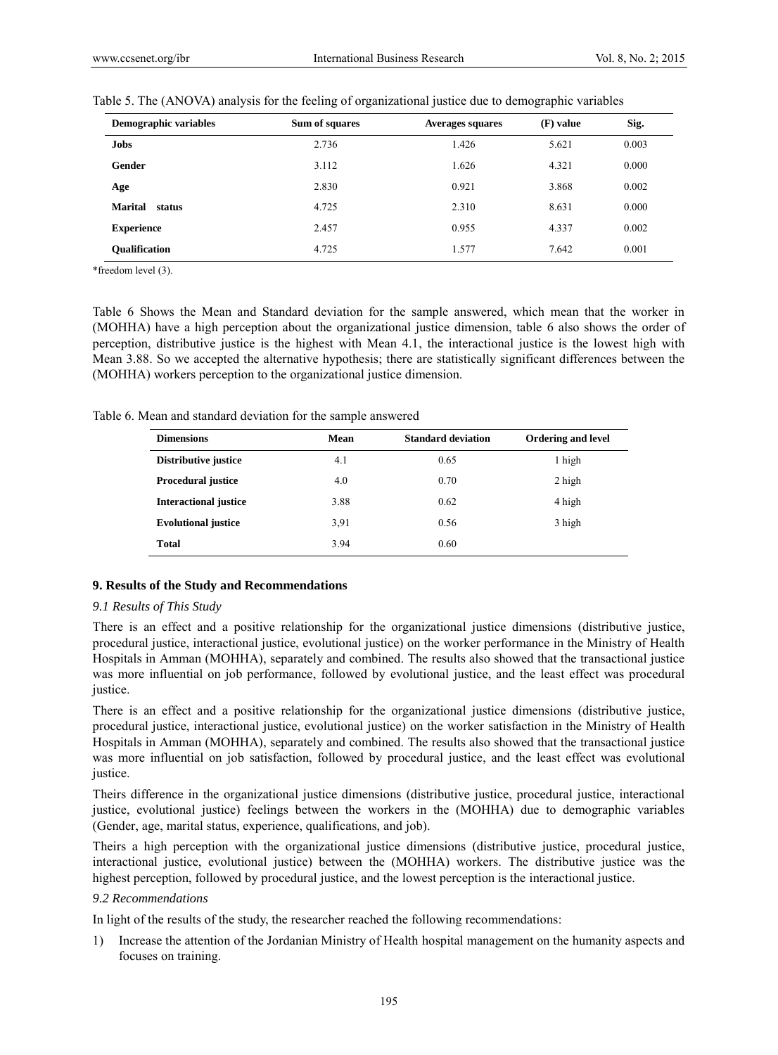Table 5. The (ANOVA) analysis for the feeling of organizational justice due to demographic variables

| Demographic variables | Sum of squares | Averages squares | (F) value | Sig. |
|---|---|---|---|---|
| **Jobs** | 2.736 | 1.426 | 5.621 | 0.003 |
| **Gender** | 3.112 | 1.626 | 4.321 | 0.000 |
| **Age** | 2.830 | 0.921 | 3.868 | 0.002 |
| **Marital status** | 4.725 | 2.310 | 8.631 | 0.000 |
| **Experience** | 2.457 | 0.955 | 4.337 | 0.002 |
| **Qualification** | 4.725 | 1.577 | 7.642 | 0.001 |

*freedom level (3).

Table 6 Shows the Mean and Standard deviation for the sample answered, which mean that the worker in (MOHHA) have a high perception about the organizational justice dimension, table 6 also shows the order of perception, distributive justice is the highest with Mean 4.1, the interactional justice is the lowest high with Mean 3.88. So we accepted the alternative hypothesis; there are statistically significant differences between the (MOHHA) workers perception to the organizational justice dimension.

Table 6. Mean and standard deviation for the sample answered

| Dimensions | Mean | Standard deviation | Ordering and level |
|---|---|---|---|
| **Distributive justice** | 4.1 | 0.65 | 1 high |
| **Procedural justice** | 4.0 | 0.70 | 2 high |
| **Interactional justice** | 3.88 | 0.62 | 4 high |
| **Evolutional justice** | 3,91 | 0.56 | 3 high |
| **Total** | 3.94 | 0.60 | |

## 9. Results of the Study and Recommendations

### *9.1 Results of This Study*

There is an effect and a positive relationship for the organizational justice dimensions (distributive justice, procedural justice, interactional justice, evolutional justice) on the worker performance in the Ministry of Health Hospitals in Amman (MOHHA), separately and combined. The results also showed that the transactional justice was more influential on job performance, followed by evolutional justice, and the least effect was procedural justice.

There is an effect and a positive relationship for the organizational justice dimensions (distributive justice, procedural justice, interactional justice, evolutional justice) on the worker satisfaction in the Ministry of Health Hospitals in Amman (MOHHA), separately and combined. The results also showed that the transactional justice was more influential on job satisfaction, followed by procedural justice, and the least effect was evolutional justice.

Theirs difference in the organizational justice dimensions (distributive justice, procedural justice, interactional justice, evolutional justice) feelings between the workers in the (MOHHA) due to demographic variables (Gender, age, marital status, experience, qualifications, and job).

Theirs a high perception with the organizational justice dimensions (distributive justice, procedural justice, interactional justice, evolutional justice) between the (MOHHA) workers. The distributive justice was the highest perception, followed by procedural justice, and the lowest perception is the interactional justice.

### *9.2 Recommendations*

In light of the results of the study, the researcher reached the following recommendations:

1) Increase the attention of the Jordanian Ministry of Health hospital management on the humanity aspects and focuses on training.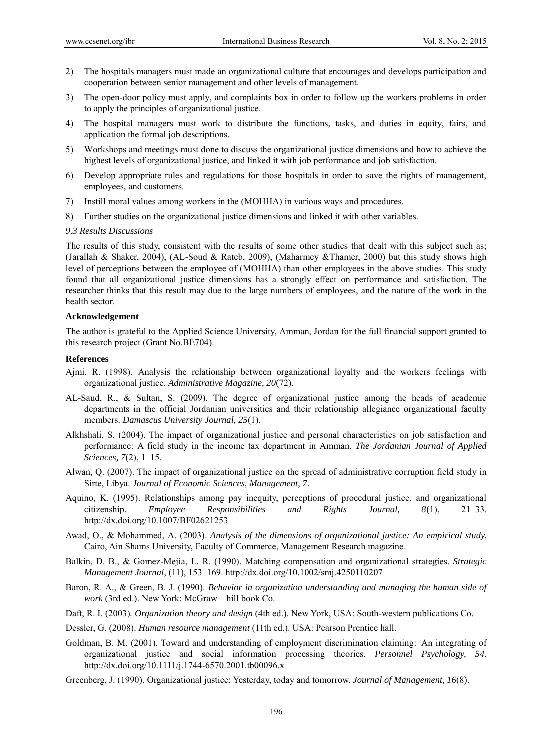2) The hospitals managers must made an organizational culture that encourages and develops participation and cooperation between senior management and other levels of management.
3) The open-door policy must apply, and complaints box in order to follow up the workers problems in order to apply the principles of organizational justice.
4) The hospital managers must work to distribute the functions, tasks, and duties in equity, fairs, and application the formal job descriptions.
5) Workshops and meetings must done to discuss the organizational justice dimensions and how to achieve the highest levels of organizational justice, and linked it with job performance and job satisfaction.
6) Develop appropriate rules and regulations for those hospitals in order to save the rights of management, employees, and customers.
7) Instill moral values among workers in the (MOHHA) in various ways and procedures.
8) Further studies on the organizational justice dimensions and linked it with other variables.

### *9.3 Results Discussions*

The results of this study, consistent with the results of some other studies that dealt with this subject such as; (Jarallah & Shaker, 2004), (AL-Soud & Rateb, 2009), (Maharmey &Thamer, 2000) but this study shows high level of perceptions between the employee of (MOHHA) than other employees in the above studies. This study found that all organizational justice dimensions has a strongly effect on performance and satisfaction. The researcher thinks that this result may due to the large numbers of employees, and the nature of the work in the health sector.

**Acknowledgement**

The author is grateful to the Applied Science University, Amman, Jordan for the full financial support granted to this research project (Grant No.BI\704).

**References**

Ajmi, R. (1998). Analysis the relationship between organizational loyalty and the workers feelings with organizational justice. *Administrative Magazine, 20*(72).

AL-Saud, R., & Sultan, S. (2009). The degree of organizational justice among the heads of academic departments in the official Jordanian universities and their relationship allegiance organizational faculty members. *Damascus University Journal, 25*(1).

Alkhshali, S. (2004). The impact of organizational justice and personal characteristics on job satisfaction and performance: A field study in the income tax department in Amman. *The Jordanian Journal of Applied Sciences, 7*(2), 1–15.

Alwan, Q. (2007). The impact of organizational justice on the spread of administrative corruption field study in Sirte, Libya. *Journal of Economic Sciences, Management, 7*.

Aquino, K. (1995). Relationships among pay inequity, perceptions of procedural justice, and organizational citizenship. *Employee Responsibilities and Rights Journal, 8*(1), 21–33. http://dx.doi.org/10.1007/BF02621253

Awad, O., & Mohammed, A. (2003). *Analysis of the dimensions of organizational justice: An empirical study.* Cairo, Ain Shams University, Faculty of Commerce, Management Research magazine.

Balkin, D. B., & Gomez-Mejia, L. R. (1990). Matching compensation and organizational strategies. *Strategic Management Journal*, (11), 153–169. http://dx.doi.org/10.1002/smj.4250110207

Baron, R. A., & Green, B. J. (1990). *Behavior in organization understanding and managing the human side of work* (3rd ed.). New York: McGraw – hill book Co.

Daft, R. I. (2003). *Organization theory and design* (4th ed.). New York, USA: South-western publications Co.

Dessler, G. (2008). *Human resource management* (11th ed.). USA: Pearson Prentice hall.

Goldman, B. M. (2001). Toward and understanding of employment discrimination claiming: An integrating of organizational justice and social information processing theories. *Personnel Psychology, 54*. http://dx.doi.org/10.1111/j.1744-6570.2001.tb00096.x

Greenberg, J. (1990). Organizational justice: Yesterday, today and tomorrow. *Journal of Management, 16*(8).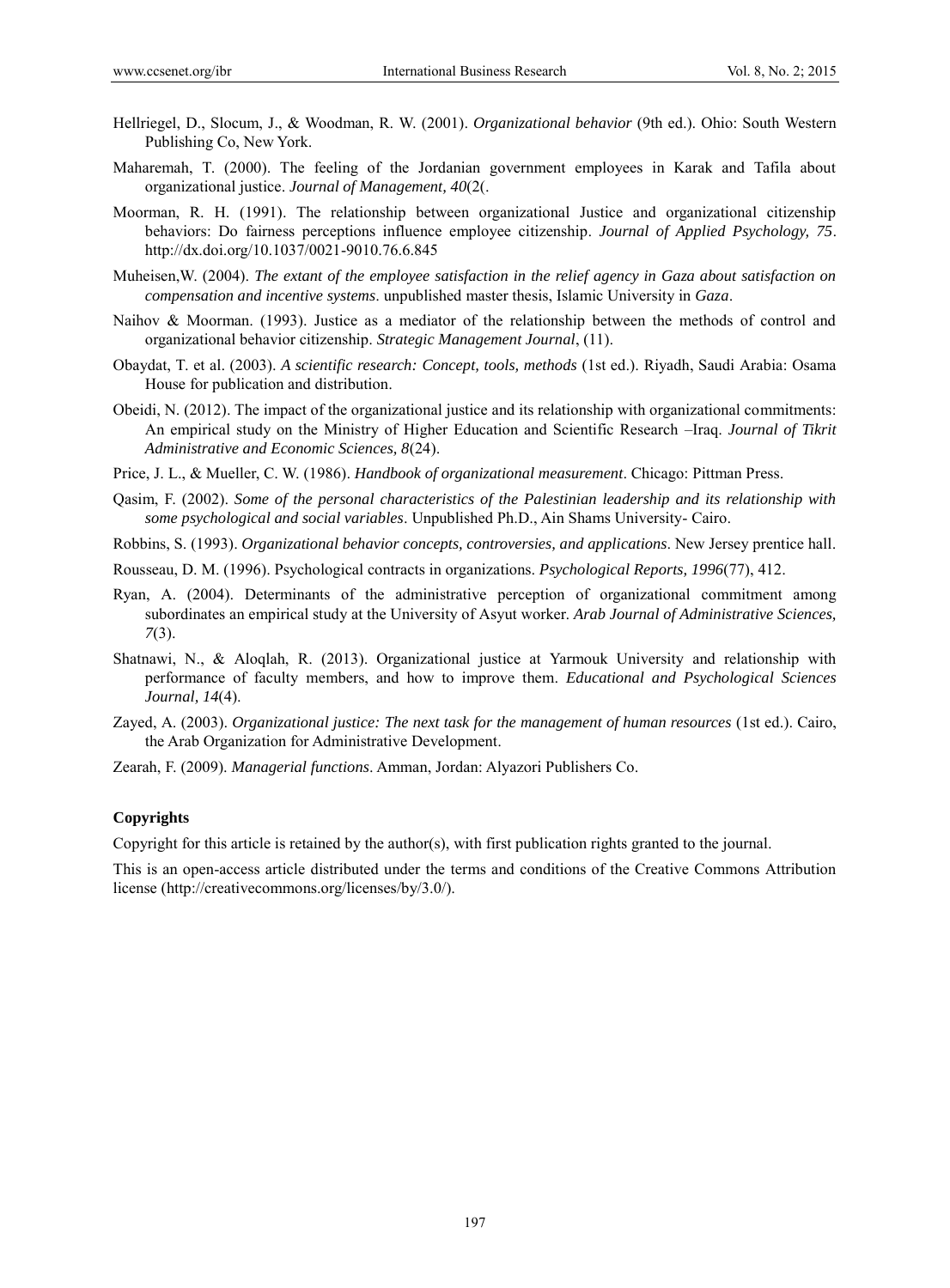Hellriegel, D., Slocum, J., & Woodman, R. W. (2001). *Organizational behavior* (9th ed.). Ohio: South Western Publishing Co, New York.

Maharemah, T. (2000). The feeling of the Jordanian government employees in Karak and Tafila about organizational justice. *Journal of Management, 40*(2(.

Moorman, R. H. (1991). The relationship between organizational Justice and organizational citizenship behaviors: Do fairness perceptions influence employee citizenship. *Journal of Applied Psychology, 75*. http://dx.doi.org/10.1037/0021-9010.76.6.845

Muheisen,W. (2004). *The extant of the employee satisfaction in the relief agency in Gaza about satisfaction on compensation and incentive systems*. unpublished master thesis, Islamic University in *Gaza*.

Naihov & Moorman. (1993). Justice as a mediator of the relationship between the methods of control and organizational behavior citizenship. *Strategic Management Journal*, (11).

Obaydat, T. et al. (2003). *A scientific research: Concept, tools, methods* (1st ed.). Riyadh, Saudi Arabia: Osama House for publication and distribution.

Obeidi, N. (2012). The impact of the organizational justice and its relationship with organizational commitments: An empirical study on the Ministry of Higher Education and Scientific Research –Iraq. *Journal of Tikrit Administrative and Economic Sciences, 8*(24).

Price, J. L., & Mueller, C. W. (1986). *Handbook of organizational measurement*. Chicago: Pittman Press.

Qasim, F. (2002). *Some of the personal characteristics of the Palestinian leadership and its relationship with some psychological and social variables*. Unpublished Ph.D., Ain Shams University- Cairo.

Robbins, S. (1993). *Organizational behavior concepts, controversies, and applications*. New Jersey prentice hall.

Rousseau, D. M. (1996). Psychological contracts in organizations. *Psychological Reports, 1996*(77), 412.

Ryan, A. (2004). Determinants of the administrative perception of organizational commitment among subordinates an empirical study at the University of Asyut worker. *Arab Journal of Administrative Sciences, 7*(3).

Shatnawi, N., & Aloqlah, R. (2013). Organizational justice at Yarmouk University and relationship with performance of faculty members, and how to improve them. *Educational and Psychological Sciences Journal, 14*(4).

Zayed, A. (2003). *Organizational justice: The next task for the management of human resources* (1st ed.). Cairo, the Arab Organization for Administrative Development.

Zearah, F. (2009). *Managerial functions*. Amman, Jordan: Alyazori Publishers Co.

**Copyrights**

Copyright for this article is retained by the author(s), with first publication rights granted to the journal.

This is an open-access article distributed under the terms and conditions of the Creative Commons Attribution license (http://creativecommons.org/licenses/by/3.0/).